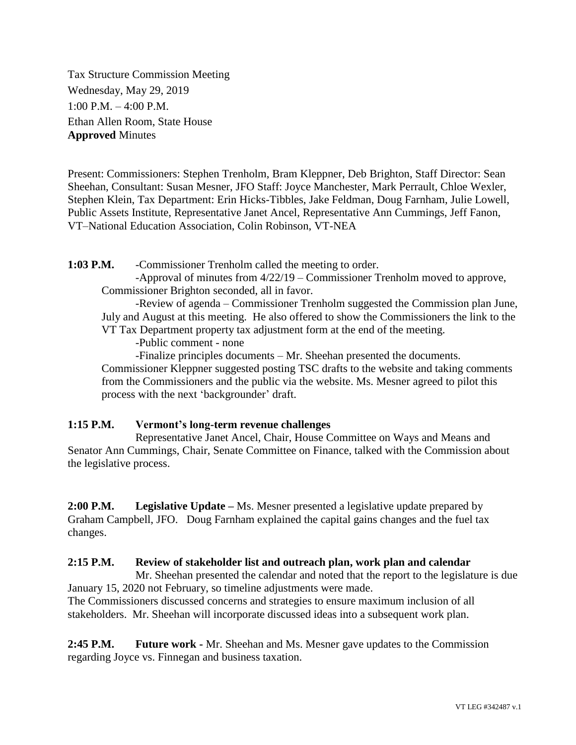Tax Structure Commission Meeting
Wednesday, May 29, 2019
1:00 P.M. – 4:00 P.M.
Ethan Allen Room, State House
**Approved** Minutes

Present: Commissioners: Stephen Trenholm, Bram Kleppner, Deb Brighton, Staff Director: Sean Sheehan, Consultant: Susan Mesner, JFO Staff: Joyce Manchester, Mark Perrault, Chloe Wexler, Stephen Klein, Tax Department: Erin Hicks-Tibbles, Jake Feldman, Doug Farnham, Julie Lowell, Public Assets Institute, Representative Janet Ancel, Representative Ann Cummings, Jeff Fanon, VT–National Education Association, Colin Robinson, VT-NEA

**1:03 P.M.** -Commissioner Trenholm called the meeting to order.

-Approval of minutes from 4/22/19 – Commissioner Trenholm moved to approve, Commissioner Brighton seconded, all in favor.

-Review of agenda – Commissioner Trenholm suggested the Commission plan June, July and August at this meeting. He also offered to show the Commissioners the link to the VT Tax Department property tax adjustment form at the end of the meeting.

-Public comment - none

-Finalize principles documents – Mr. Sheehan presented the documents. Commissioner Kleppner suggested posting TSC drafts to the website and taking comments from the Commissioners and the public via the website. Ms. Mesner agreed to pilot this process with the next 'backgrounder' draft.

**1:15 P.M. Vermont's long-term revenue challenges**

Representative Janet Ancel, Chair, House Committee on Ways and Means and Senator Ann Cummings, Chair, Senate Committee on Finance, talked with the Commission about the legislative process.

**2:00 P.M. Legislative Update –** Ms. Mesner presented a legislative update prepared by Graham Campbell, JFO. Doug Farnham explained the capital gains changes and the fuel tax changes.

**2:15 P.M. Review of stakeholder list and outreach plan, work plan and calendar**

Mr. Sheehan presented the calendar and noted that the report to the legislature is due January 15, 2020 not February, so timeline adjustments were made.
The Commissioners discussed concerns and strategies to ensure maximum inclusion of all stakeholders. Mr. Sheehan will incorporate discussed ideas into a subsequent work plan.

**2:45 P.M. Future work -** Mr. Sheehan and Ms. Mesner gave updates to the Commission regarding Joyce vs. Finnegan and business taxation.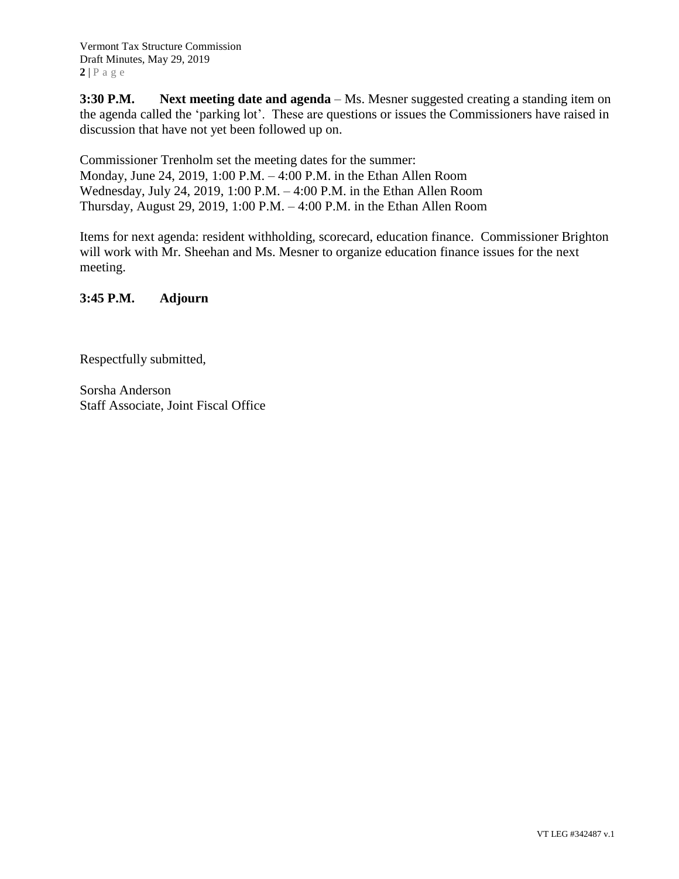**3:30 P.M.** **Next meeting date and agenda** – Ms. Mesner suggested creating a standing item on the agenda called the 'parking lot'. These are questions or issues the Commissioners have raised in discussion that have not yet been followed up on.

Commissioner Trenholm set the meeting dates for the summer:
Monday, June 24, 2019, 1:00 P.M. – 4:00 P.M. in the Ethan Allen Room
Wednesday, July 24, 2019, 1:00 P.M. – 4:00 P.M. in the Ethan Allen Room
Thursday, August 29, 2019, 1:00 P.M. – 4:00 P.M. in the Ethan Allen Room

Items for next agenda: resident withholding, scorecard, education finance. Commissioner Brighton will work with Mr. Sheehan and Ms. Mesner to organize education finance issues for the next meeting.

**3:45 P.M.** **Adjourn**

Respectfully submitted,

Sorsha Anderson
Staff Associate, Joint Fiscal Office

VT LEG #342487 v.1